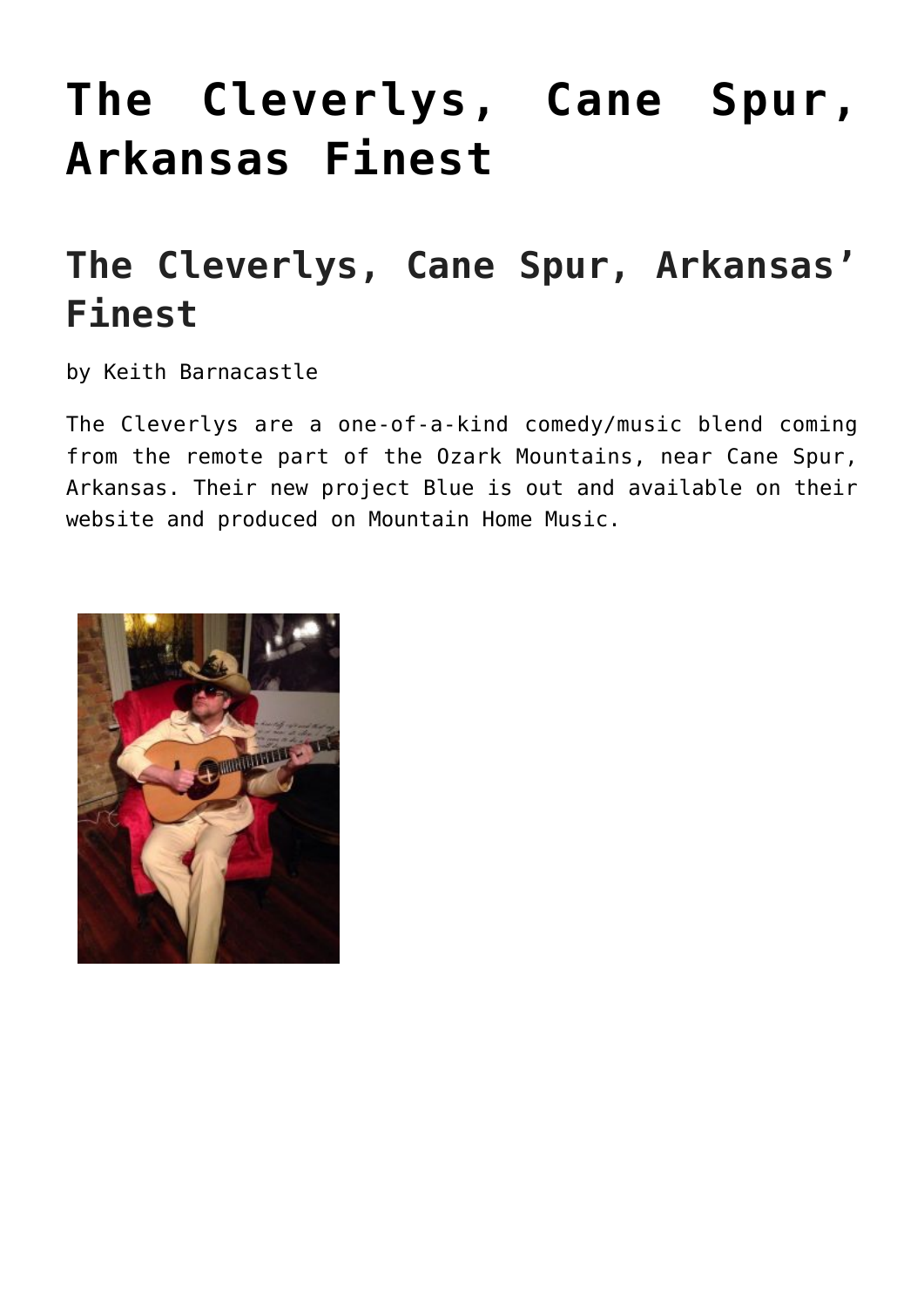# The Cleverlys, Cane Spur, Arkansas Finest

## The Cleverlys, Cane Spur, Arkansas' Finest

by Keith Barnacastle

The Cleverlys are a one-of-a-kind comedy/music blend coming from the remote part of the Ozark Mountains, near Cane Spur, Arkansas. Their new project Blue is out and available on their website and produced on Mountain Home Music.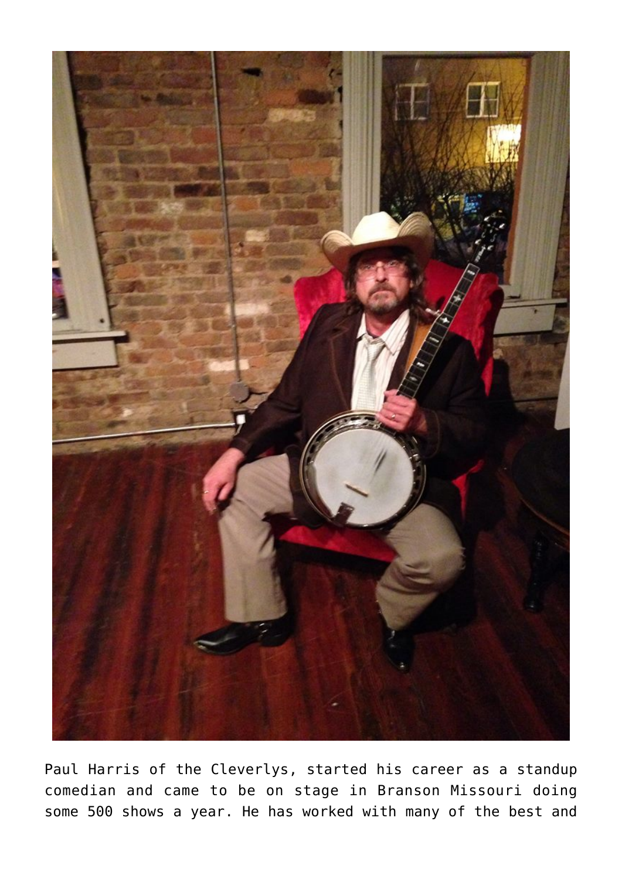Paul Harris of the Cleverlys, started his career as a standup comedian and came to be on stage in Branson Missouri doing some 500 shows a year. He has worked with many of the best and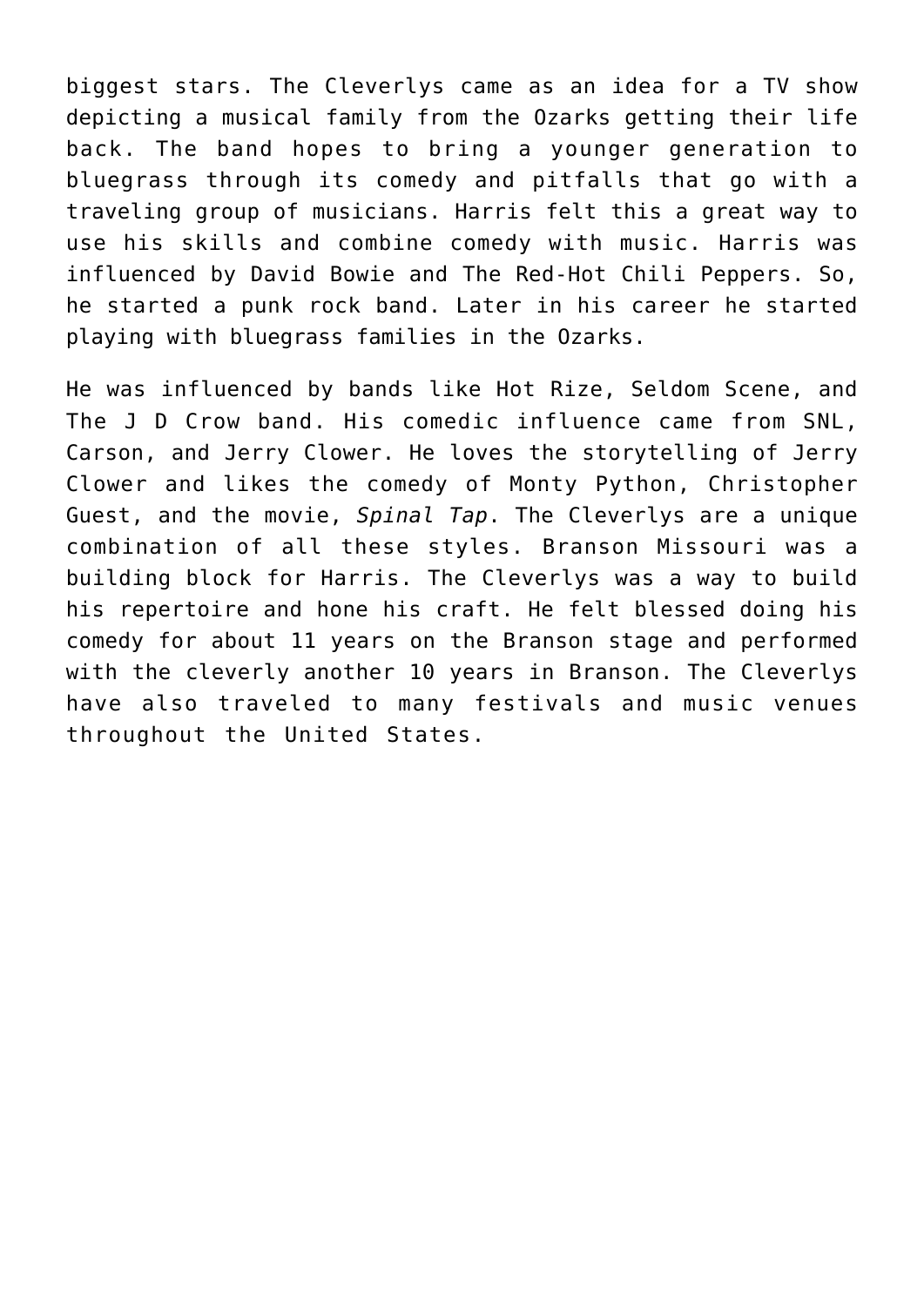biggest stars. The Cleverlys came as an idea for a TV show depicting a musical family from the Ozarks getting their life back. The band hopes to bring a younger generation to bluegrass through its comedy and pitfalls that go with a traveling group of musicians. Harris felt this a great way to use his skills and combine comedy with music. Harris was influenced by David Bowie and The Red-Hot Chili Peppers. So, he started a punk rock band. Later in his career he started playing with bluegrass families in the Ozarks.

He was influenced by bands like Hot Rize, Seldom Scene, and The J D Crow band. His comedic influence came from SNL, Carson, and Jerry Clower. He loves the storytelling of Jerry Clower and likes the comedy of Monty Python, Christopher Guest, and the movie, *Spinal Tap*. The Cleverlys are a unique combination of all these styles. Branson Missouri was a building block for Harris. The Cleverlys was a way to build his repertoire and hone his craft. He felt blessed doing his comedy for about 11 years on the Branson stage and performed with the cleverly another 10 years in Branson. The Cleverlys have also traveled to many festivals and music venues throughout the United States.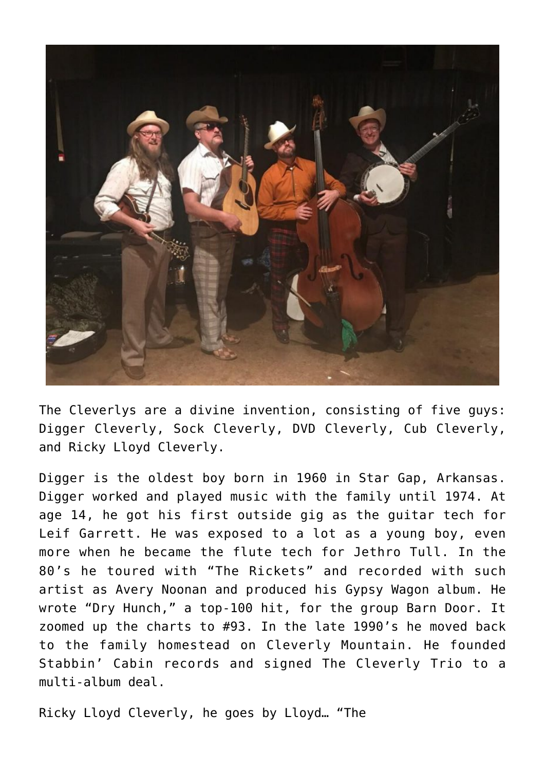The Cleverlys are a divine invention, consisting of five guys: Digger Cleverly, Sock Cleverly, DVD Cleverly, Cub Cleverly, and Ricky Lloyd Cleverly.

Digger is the oldest boy born in 1960 in Star Gap, Arkansas. Digger worked and played music with the family until 1974. At age 14, he got his first outside gig as the guitar tech for Leif Garrett. He was exposed to a lot as a young boy, even more when he became the flute tech for Jethro Tull. In the 80's he toured with "The Rickets" and recorded with such artist as Avery Noonan and produced his Gypsy Wagon album. He wrote "Dry Hunch," a top-100 hit, for the group Barn Door. It zoomed up the charts to #93. In the late 1990's he moved back to the family homestead on Cleverly Mountain. He founded Stabbin' Cabin records and signed The Cleverly Trio to a multi-album deal.

Ricky Lloyd Cleverly, he goes by Lloyd… "The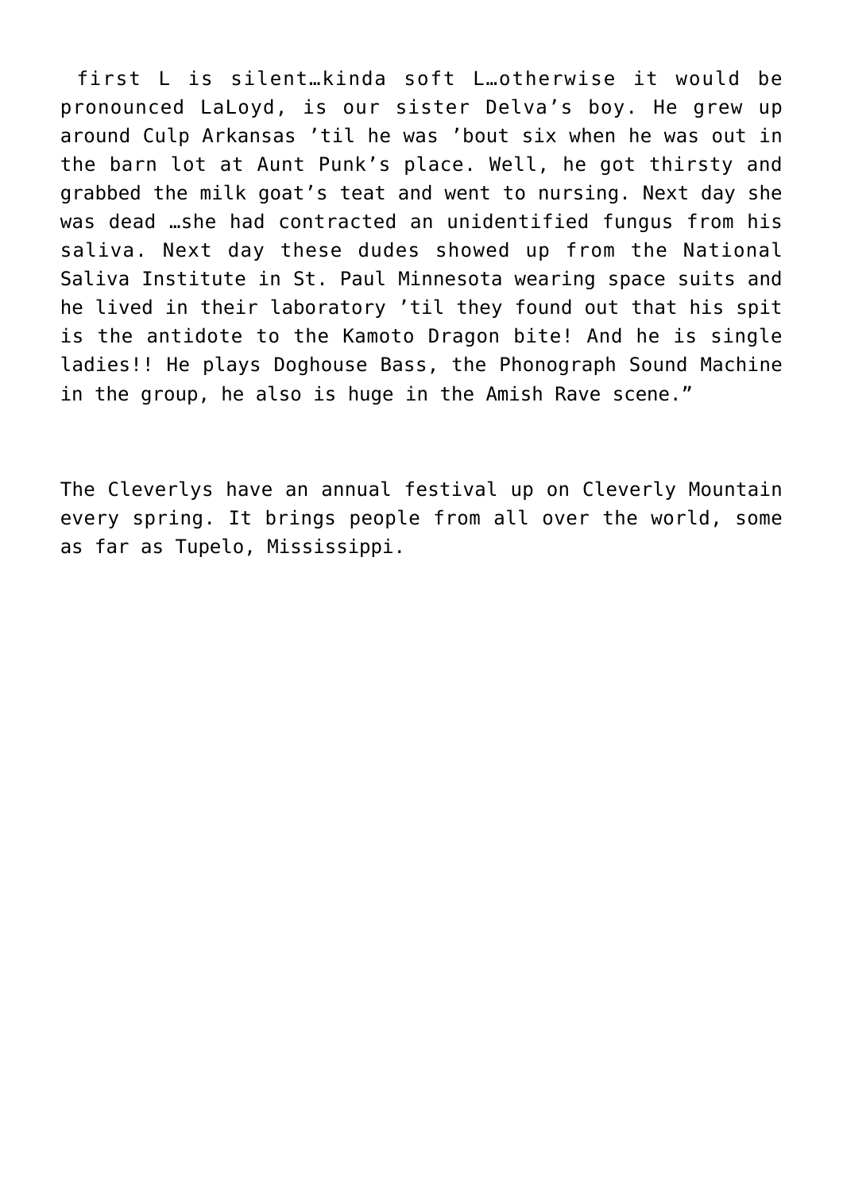first L is silent…kinda soft L…otherwise it would be pronounced LaLoyd, is our sister Delva's boy. He grew up around Culp Arkansas 'til he was 'bout six when he was out in the barn lot at Aunt Punk's place. Well, he got thirsty and grabbed the milk goat's teat and went to nursing. Next day she was dead …she had contracted an unidentified fungus from his saliva. Next day these dudes showed up from the National Saliva Institute in St. Paul Minnesota wearing space suits and he lived in their laboratory 'til they found out that his spit is the antidote to the Kamoto Dragon bite! And he is single ladies!! He plays Doghouse Bass, the Phonograph Sound Machine in the group, he also is huge in the Amish Rave scene."

The Cleverlys have an annual festival up on Cleverly Mountain every spring. It brings people from all over the world, some as far as Tupelo, Mississippi.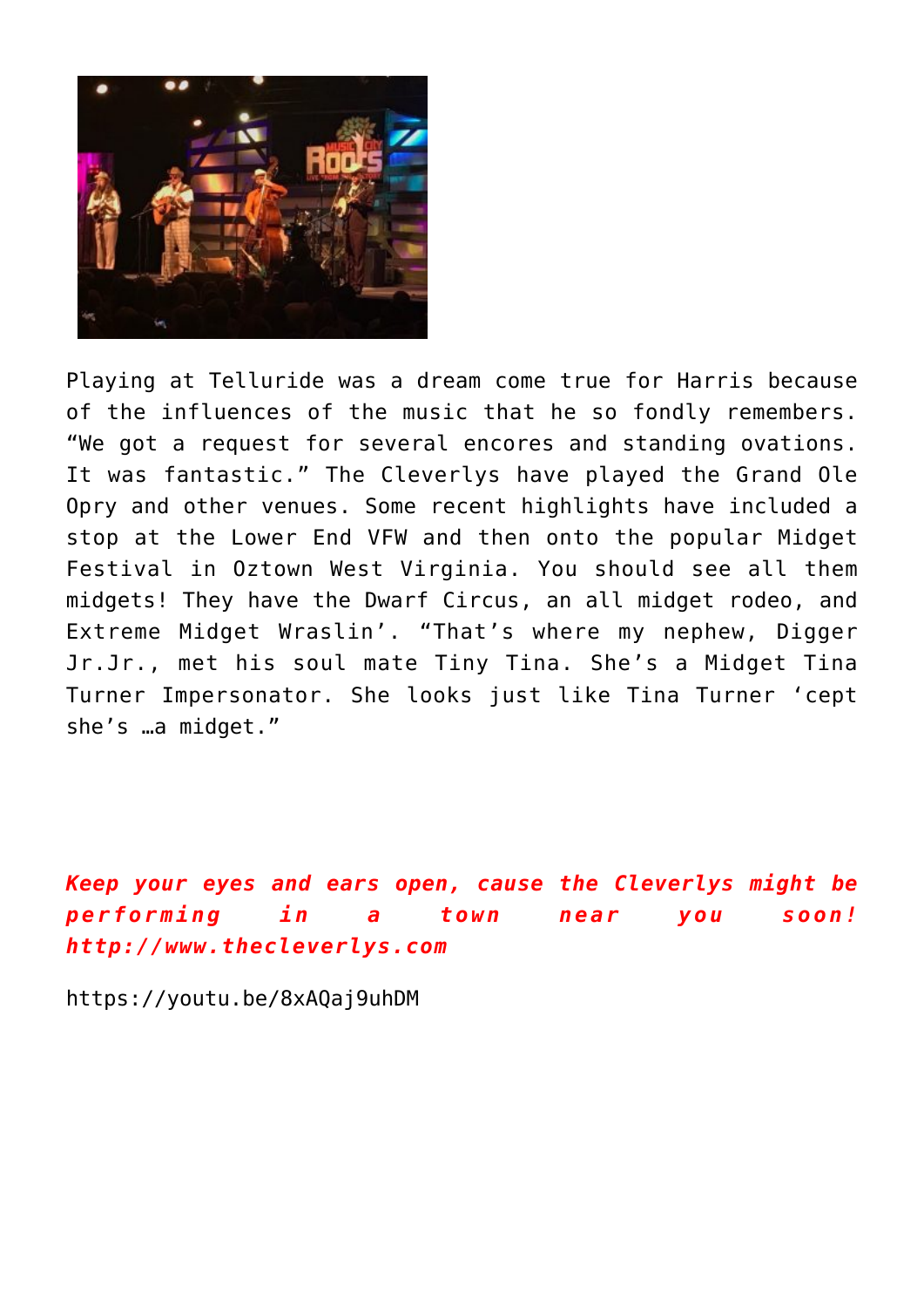Playing at Telluride was a dream come true for Harris because of the influences of the music that he so fondly remembers. "We got a request for several encores and standing ovations. It was fantastic." The Cleverlys have played the Grand Ole Opry and other venues. Some recent highlights have included a stop at the Lower End VFW and then onto the popular Midget Festival in Oztown West Virginia. You should see all them midgets! They have the Dwarf Circus, an all midget rodeo, and Extreme Midget Wraslin'. "That's where my nephew, Digger Jr.Jr., met his soul mate Tiny Tina. She's a Midget Tina Turner Impersonator. She looks just like Tina Turner 'cept she's …a midget."

***Keep your eyes and ears open, cause the Cleverlys might be performing in a town near you soon! http://www.thecleverlys.com***

https://youtu.be/8xAQaj9uhDM